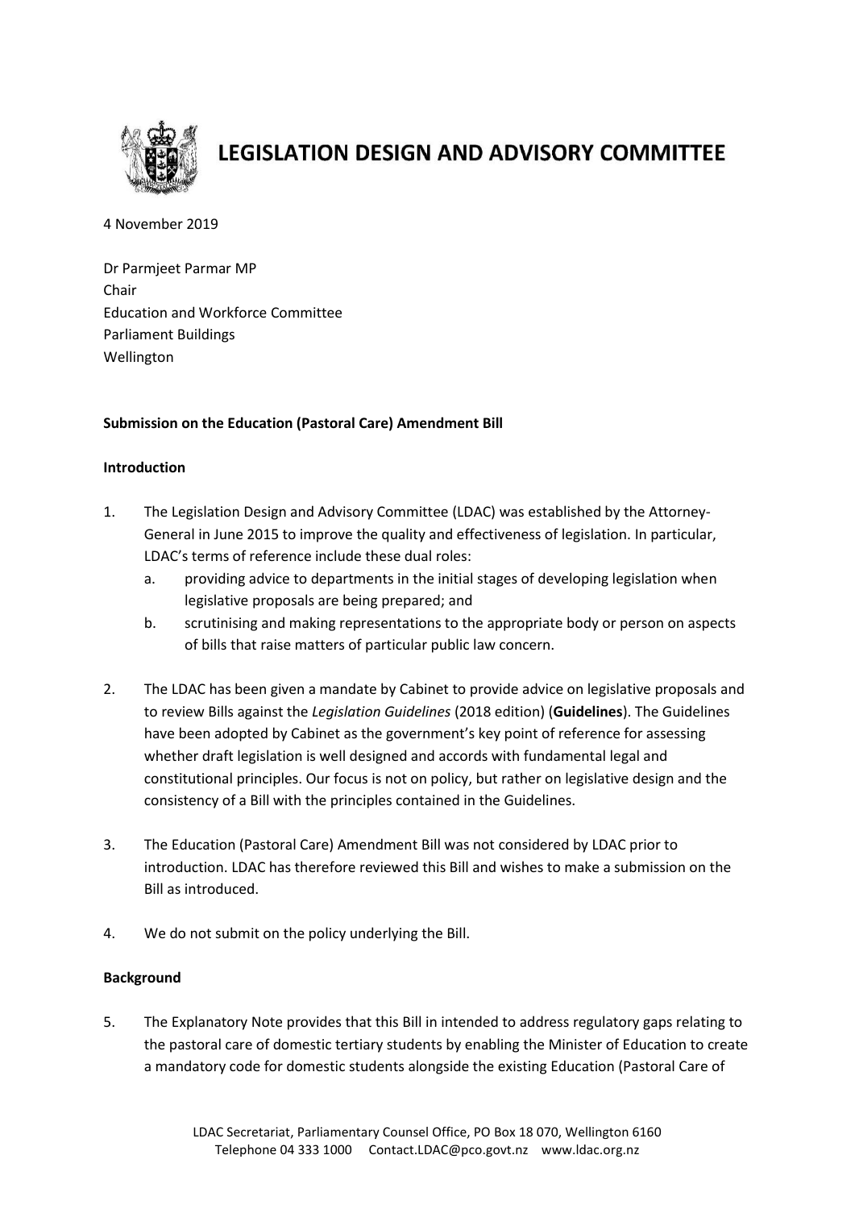# LEGISLATION DESIGN AND ADVISORY COMMITTEE

4 November 2019

Dr Parmjeet Parmar MP
Chair
Education and Workforce Committee
Parliament Buildings
Wellington

**Submission on the Education (Pastoral Care) Amendment Bill**

**Introduction**

1. The Legislation Design and Advisory Committee (LDAC) was established by the Attorney-General in June 2015 to improve the quality and effectiveness of legislation. In particular, LDAC's terms of reference include these dual roles:
   a. providing advice to departments in the initial stages of developing legislation when legislative proposals are being prepared; and
   b. scrutinising and making representations to the appropriate body or person on aspects of bills that raise matters of particular public law concern.

2. The LDAC has been given a mandate by Cabinet to provide advice on legislative proposals and to review Bills against the *Legislation Guidelines* (2018 edition) (**Guidelines**). The Guidelines have been adopted by Cabinet as the government's key point of reference for assessing whether draft legislation is well designed and accords with fundamental legal and constitutional principles. Our focus is not on policy, but rather on legislative design and the consistency of a Bill with the principles contained in the Guidelines.

3. The Education (Pastoral Care) Amendment Bill was not considered by LDAC prior to introduction. LDAC has therefore reviewed this Bill and wishes to make a submission on the Bill as introduced.

4. We do not submit on the policy underlying the Bill.

**Background**

5. The Explanatory Note provides that this Bill in intended to address regulatory gaps relating to the pastoral care of domestic tertiary students by enabling the Minister of Education to create a mandatory code for domestic students alongside the existing Education (Pastoral Care of

LDAC Secretariat, Parliamentary Counsel Office, PO Box 18 070, Wellington 6160
Telephone 04 333 1000 Contact.LDAC@pco.govt.nz www.ldac.org.nz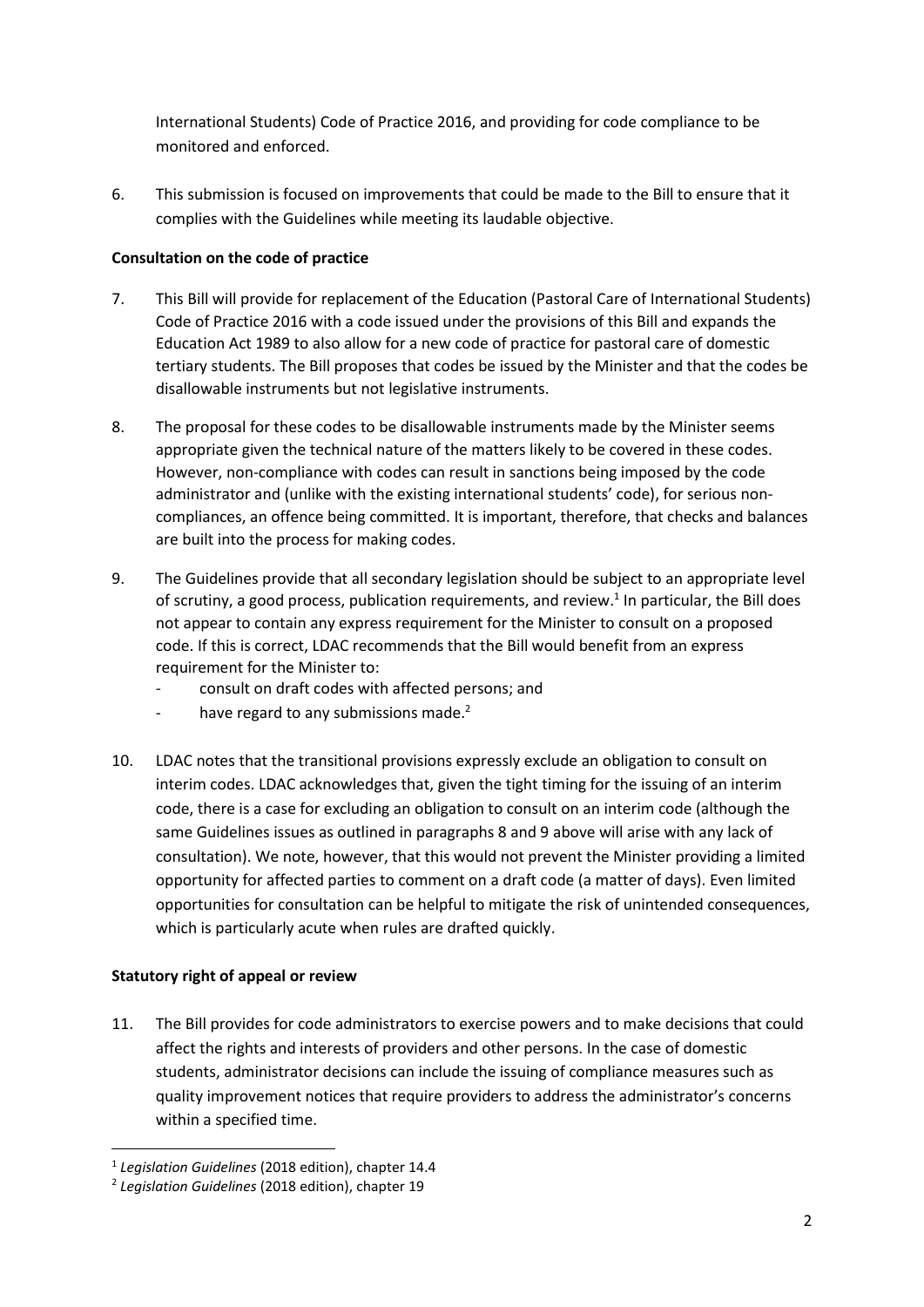International Students) Code of Practice 2016, and providing for code compliance to be monitored and enforced.

6. This submission is focused on improvements that could be made to the Bill to ensure that it complies with the Guidelines while meeting its laudable objective.

**Consultation on the code of practice**

7. This Bill will provide for replacement of the Education (Pastoral Care of International Students) Code of Practice 2016 with a code issued under the provisions of this Bill and expands the Education Act 1989 to also allow for a new code of practice for pastoral care of domestic tertiary students. The Bill proposes that codes be issued by the Minister and that the codes be disallowable instruments but not legislative instruments.

8. The proposal for these codes to be disallowable instruments made by the Minister seems appropriate given the technical nature of the matters likely to be covered in these codes. However, non-compliance with codes can result in sanctions being imposed by the code administrator and (unlike with the existing international students' code), for serious non-compliances, an offence being committed. It is important, therefore, that checks and balances are built into the process for making codes.

9. The Guidelines provide that all secondary legislation should be subject to an appropriate level of scrutiny, a good process, publication requirements, and review.[1] In particular, the Bill does not appear to contain any express requirement for the Minister to consult on a proposed code. If this is correct, LDAC recommends that the Bill would benefit from an express requirement for the Minister to:
   - consult on draft codes with affected persons; and
   - have regard to any submissions made.[2]

10. LDAC notes that the transitional provisions expressly exclude an obligation to consult on interim codes. LDAC acknowledges that, given the tight timing for the issuing of an interim code, there is a case for excluding an obligation to consult on an interim code (although the same Guidelines issues as outlined in paragraphs 8 and 9 above will arise with any lack of consultation). We note, however, that this would not prevent the Minister providing a limited opportunity for affected parties to comment on a draft code (a matter of days). Even limited opportunities for consultation can be helpful to mitigate the risk of unintended consequences, which is particularly acute when rules are drafted quickly.

**Statutory right of appeal or review**

11. The Bill provides for code administrators to exercise powers and to make decisions that could affect the rights and interests of providers and other persons. In the case of domestic students, administrator decisions can include the issuing of compliance measures such as quality improvement notices that require providers to address the administrator's concerns within a specified time.

[1] *Legislation Guidelines* (2018 edition), chapter 14.4

[2] *Legislation Guidelines* (2018 edition), chapter 19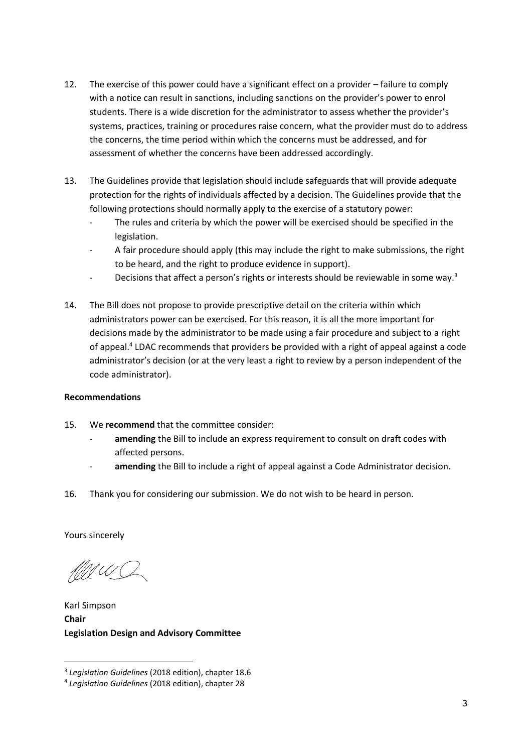12. The exercise of this power could have a significant effect on a provider – failure to comply with a notice can result in sanctions, including sanctions on the provider's power to enrol students. There is a wide discretion for the administrator to assess whether the provider's systems, practices, training or procedures raise concern, what the provider must do to address the concerns, the time period within which the concerns must be addressed, and for assessment of whether the concerns have been addressed accordingly.

13. The Guidelines provide that legislation should include safeguards that will provide adequate protection for the rights of individuals affected by a decision. The Guidelines provide that the following protections should normally apply to the exercise of a statutory power:
    - The rules and criteria by which the power will be exercised should be specified in the legislation.
    - A fair procedure should apply (this may include the right to make submissions, the right to be heard, and the right to produce evidence in support).
    - Decisions that affect a person's rights or interests should be reviewable in some way.[3]

14. The Bill does not propose to provide prescriptive detail on the criteria within which administrators power can be exercised. For this reason, it is all the more important for decisions made by the administrator to be made using a fair procedure and subject to a right of appeal.[4] LDAC recommends that providers be provided with a right of appeal against a code administrator's decision (or at the very least a right to review by a person independent of the code administrator).

**Recommendations**

15. We **recommend** that the committee consider:
    - **amending** the Bill to include an express requirement to consult on draft codes with affected persons.
    - **amending** the Bill to include a right of appeal against a Code Administrator decision.

16. Thank you for considering our submission. We do not wish to be heard in person.

Yours sincerely

Karl Simpson
**Chair**
**Legislation Design and Advisory Committee**

---

[3] *Legislation Guidelines* (2018 edition), chapter 18.6

[4] *Legislation Guidelines* (2018 edition), chapter 28